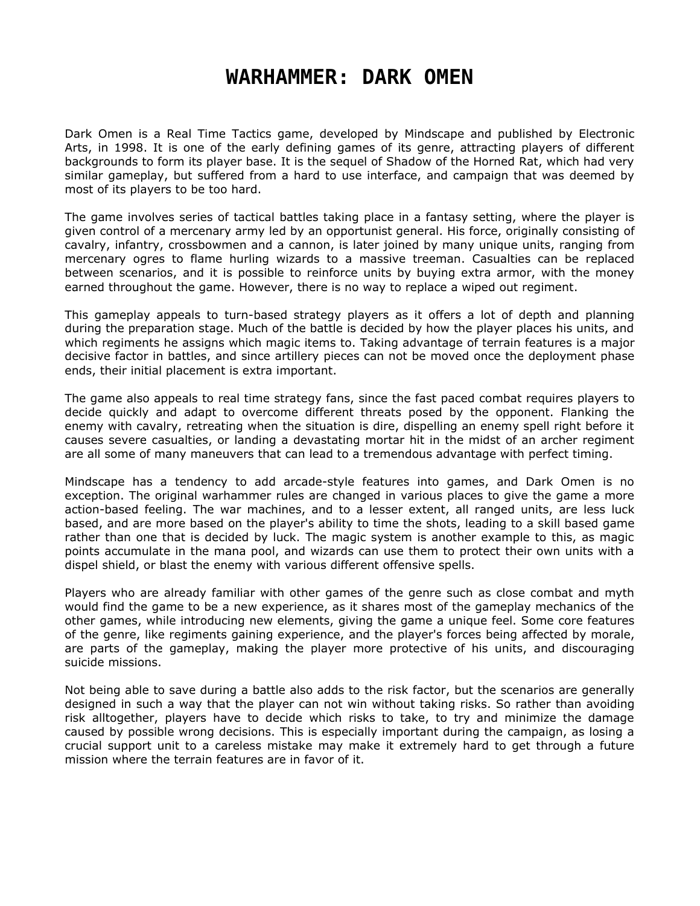# WARHAMMER: DARK OMEN

Dark Omen is a Real Time Tactics game, developed by Mindscape and published by Electronic Arts, in 1998. It is one of the early defining games of its genre, attracting players of different backgrounds to form its player base. It is the sequel of Shadow of the Horned Rat, which had very similar gameplay, but suffered from a hard to use interface, and campaign that was deemed by most of its players to be too hard.

The game involves series of tactical battles taking place in a fantasy setting, where the player is given control of a mercenary army led by an opportunist general. His force, originally consisting of cavalry, infantry, crossbowmen and a cannon, is later joined by many unique units, ranging from mercenary ogres to flame hurling wizards to a massive treeman. Casualties can be replaced between scenarios, and it is possible to reinforce units by buying extra armor, with the money earned throughout the game. However, there is no way to replace a wiped out regiment.

This gameplay appeals to turn-based strategy players as it offers a lot of depth and planning during the preparation stage. Much of the battle is decided by how the player places his units, and which regiments he assigns which magic items to. Taking advantage of terrain features is a major decisive factor in battles, and since artillery pieces can not be moved once the deployment phase ends, their initial placement is extra important.

The game also appeals to real time strategy fans, since the fast paced combat requires players to decide quickly and adapt to overcome different threats posed by the opponent. Flanking the enemy with cavalry, retreating when the situation is dire, dispelling an enemy spell right before it causes severe casualties, or landing a devastating mortar hit in the midst of an archer regiment are all some of many maneuvers that can lead to a tremendous advantage with perfect timing.

Mindscape has a tendency to add arcade-style features into games, and Dark Omen is no exception. The original warhammer rules are changed in various places to give the game a more action-based feeling. The war machines, and to a lesser extent, all ranged units, are less luck based, and are more based on the player's ability to time the shots, leading to a skill based game rather than one that is decided by luck. The magic system is another example to this, as magic points accumulate in the mana pool, and wizards can use them to protect their own units with a dispel shield, or blast the enemy with various different offensive spells.

Players who are already familiar with other games of the genre such as close combat and myth would find the game to be a new experience, as it shares most of the gameplay mechanics of the other games, while introducing new elements, giving the game a unique feel. Some core features of the genre, like regiments gaining experience, and the player's forces being affected by morale, are parts of the gameplay, making the player more protective of his units, and discouraging suicide missions.

Not being able to save during a battle also adds to the risk factor, but the scenarios are generally designed in such a way that the player can not win without taking risks. So rather than avoiding risk alltogether, players have to decide which risks to take, to try and minimize the damage caused by possible wrong decisions. This is especially important during the campaign, as losing a crucial support unit to a careless mistake may make it extremely hard to get through a future mission where the terrain features are in favor of it.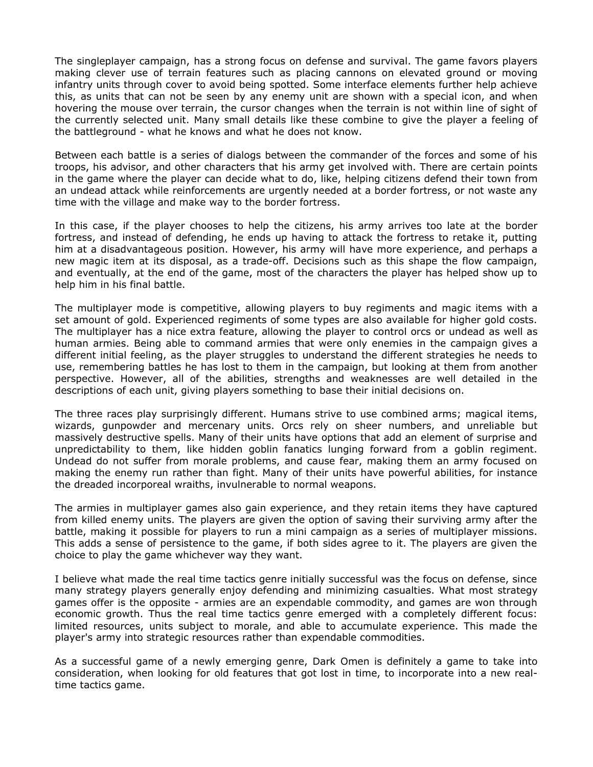The singleplayer campaign, has a strong focus on defense and survival. The game favors players making clever use of terrain features such as placing cannons on elevated ground or moving infantry units through cover to avoid being spotted. Some interface elements further help achieve this, as units that can not be seen by any enemy unit are shown with a special icon, and when hovering the mouse over terrain, the cursor changes when the terrain is not within line of sight of the currently selected unit. Many small details like these combine to give the player a feeling of the battleground - what he knows and what he does not know.

Between each battle is a series of dialogs between the commander of the forces and some of his troops, his advisor, and other characters that his army get involved with. There are certain points in the game where the player can decide what to do, like, helping citizens defend their town from an undead attack while reinforcements are urgently needed at a border fortress, or not waste any time with the village and make way to the border fortress.

In this case, if the player chooses to help the citizens, his army arrives too late at the border fortress, and instead of defending, he ends up having to attack the fortress to retake it, putting him at a disadvantageous position. However, his army will have more experience, and perhaps a new magic item at its disposal, as a trade-off. Decisions such as this shape the flow campaign, and eventually, at the end of the game, most of the characters the player has helped show up to help him in his final battle.

The multiplayer mode is competitive, allowing players to buy regiments and magic items with a set amount of gold. Experienced regiments of some types are also available for higher gold costs. The multiplayer has a nice extra feature, allowing the player to control orcs or undead as well as human armies. Being able to command armies that were only enemies in the campaign gives a different initial feeling, as the player struggles to understand the different strategies he needs to use, remembering battles he has lost to them in the campaign, but looking at them from another perspective. However, all of the abilities, strengths and weaknesses are well detailed in the descriptions of each unit, giving players something to base their initial decisions on.

The three races play surprisingly different. Humans strive to use combined arms; magical items, wizards, gunpowder and mercenary units. Orcs rely on sheer numbers, and unreliable but massively destructive spells. Many of their units have options that add an element of surprise and unpredictability to them, like hidden goblin fanatics lunging forward from a goblin regiment. Undead do not suffer from morale problems, and cause fear, making them an army focused on making the enemy run rather than fight. Many of their units have powerful abilities, for instance the dreaded incorporeal wraiths, invulnerable to normal weapons.

The armies in multiplayer games also gain experience, and they retain items they have captured from killed enemy units. The players are given the option of saving their surviving army after the battle, making it possible for players to run a mini campaign as a series of multiplayer missions. This adds a sense of persistence to the game, if both sides agree to it. The players are given the choice to play the game whichever way they want.

I believe what made the real time tactics genre initially successful was the focus on defense, since many strategy players generally enjoy defending and minimizing casualties. What most strategy games offer is the opposite - armies are an expendable commodity, and games are won through economic growth. Thus the real time tactics genre emerged with a completely different focus: limited resources, units subject to morale, and able to accumulate experience. This made the player's army into strategic resources rather than expendable commodities.

As a successful game of a newly emerging genre, Dark Omen is definitely a game to take into consideration, when looking for old features that got lost in time, to incorporate into a new real-time tactics game.